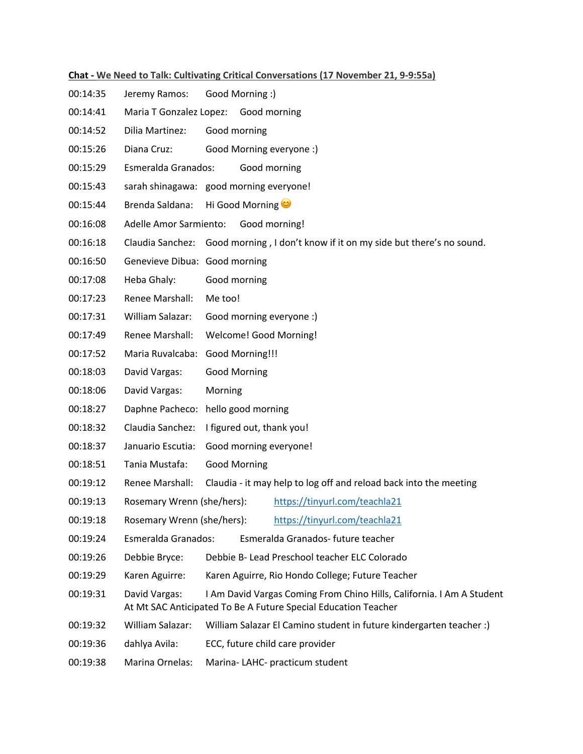**Chat - We Need to Talk: Cultivating Critical Conversations (17 November 21, 9-9:55a)**

00:14:35 Jeremy Ramos: Good Morning :)

00:14:41 Maria T Gonzalez Lopez: Good morning

00:14:52 Dilia Martinez: Good morning

00:15:26 Diana Cruz: Good Morning everyone :)

00:15:29 Esmeralda Granados: Good morning

00:15:43 sarah shinagawa: good morning everyone!

00:15:44 Brenda Saldana: Hi Good Morning 😊

00:16:08 Adelle Amor Sarmiento: Good morning!

00:16:18 Claudia Sanchez: Good morning , I don't know if it on my side but there's no sound.

00:16:50 Genevieve Dibua: Good morning

00:17:08 Heba Ghaly: Good morning

00:17:23 Renee Marshall: Me too!

00:17:31 William Salazar: Good morning everyone :)

00:17:49 Renee Marshall: Welcome! Good Morning!

00:17:52 Maria Ruvalcaba: Good Morning!!!

00:18:03 David Vargas: Good Morning

00:18:06 David Vargas: Morning

00:18:27 Daphne Pacheco: hello good morning

00:18:32 Claudia Sanchez: I figured out, thank you!

00:18:37 Januario Escutia: Good morning everyone!

00:18:51 Tania Mustafa: Good Morning

00:19:12 Renee Marshall: Claudia - it may help to log off and reload back into the meeting

00:19:13 Rosemary Wrenn (she/hers): https://tinyurl.com/teachla21

00:19:18 Rosemary Wrenn (she/hers): https://tinyurl.com/teachla21

00:19:24 Esmeralda Granados: Esmeralda Granados- future teacher

00:19:26 Debbie Bryce: Debbie B- Lead Preschool teacher ELC Colorado

00:19:29 Karen Aguirre: Karen Aguirre, Rio Hondo College; Future Teacher

00:19:31 David Vargas: I Am David Vargas Coming From Chino Hills, California. I Am A Student At Mt SAC Anticipated To Be A Future Special Education Teacher

00:19:32 William Salazar: William Salazar El Camino student in future kindergarten teacher :)

00:19:36 dahlya Avila: ECC, future child care provider

00:19:38 Marina Ornelas: Marina- LAHC- practicum student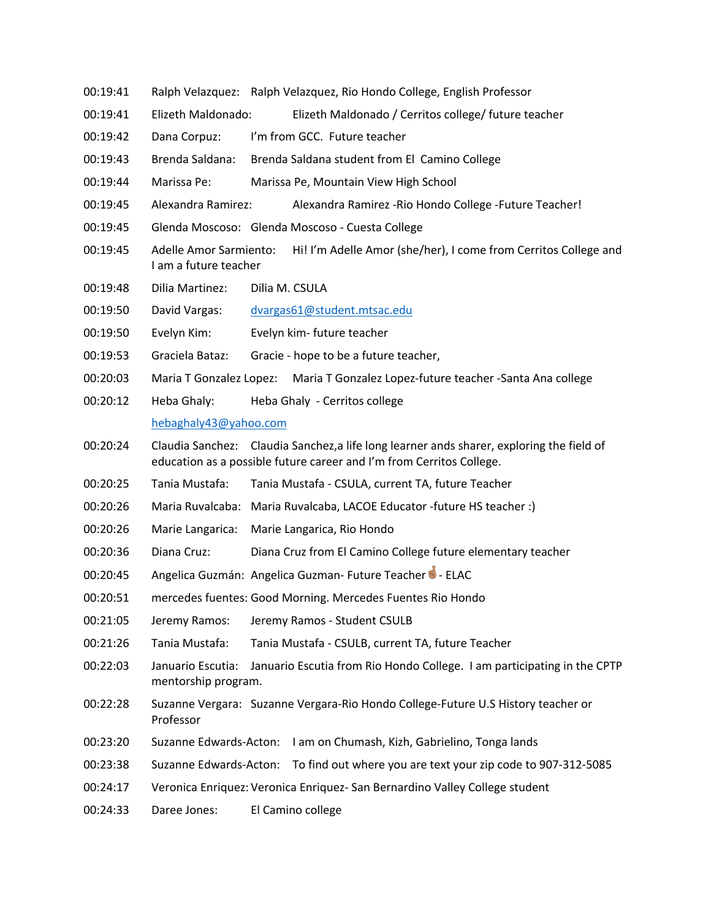00:19:41 Ralph Velazquez: Ralph Velazquez, Rio Hondo College, English Professor

00:19:41 Elizeth Maldonado: Elizeth Maldonado / Cerritos college/ future teacher

00:19:42 Dana Corpuz: I'm from GCC. Future teacher

00:19:43 Brenda Saldana: Brenda Saldana student from El Camino College

00:19:44 Marissa Pe: Marissa Pe, Mountain View High School

00:19:45 Alexandra Ramirez: Alexandra Ramirez -Rio Hondo College -Future Teacher!

00:19:45 Glenda Moscoso: Glenda Moscoso - Cuesta College

00:19:45 Adelle Amor Sarmiento: Hi! I'm Adelle Amor (she/her), I come from Cerritos College and I am a future teacher

00:19:48 Dilia Martinez: Dilia M. CSULA

00:19:50 David Vargas: [dvargas61@student.mtsac.edu](mailto:dvargas61@student.mtsac.edu)

00:19:50 Evelyn Kim: Evelyn kim- future teacher

00:19:53 Graciela Bataz: Gracie - hope to be a future teacher,

00:20:03 Maria T Gonzalez Lopez: Maria T Gonzalez Lopez-future teacher -Santa Ana college

00:20:12 Heba Ghaly: Heba Ghaly - Cerritos college [hebaghaly43@yahoo.com](mailto:hebaghaly43@yahoo.com)

00:20:24 Claudia Sanchez: Claudia Sanchez,a life long learner ands sharer, exploring the field of education as a possible future career and I'm from Cerritos College.

00:20:25 Tania Mustafa: Tania Mustafa - CSULA, current TA, future Teacher

00:20:26 Maria Ruvalcaba: Maria Ruvalcaba, LACOE Educator -future HS teacher :)

00:20:26 Marie Langarica: Marie Langarica, Rio Hondo

00:20:36 Diana Cruz: Diana Cruz from El Camino College future elementary teacher

00:20:45 Angelica Guzmán: Angelica Guzman- Future Teacher 🤞🏽- ELAC

00:20:51 mercedes fuentes: Good Morning. Mercedes Fuentes Rio Hondo

00:21:05 Jeremy Ramos: Jeremy Ramos - Student CSULB

00:21:26 Tania Mustafa: Tania Mustafa - CSULB, current TA, future Teacher

00:22:03 Januario Escutia: Januario Escutia from Rio Hondo College. I am participating in the CPTP mentorship program.

00:22:28 Suzanne Vergara: Suzanne Vergara-Rio Hondo College-Future U.S History teacher or Professor

00:23:20 Suzanne Edwards-Acton: I am on Chumash, Kizh, Gabrielino, Tonga lands

00:23:38 Suzanne Edwards-Acton: To find out where you are text your zip code to 907-312-5085

00:24:17 Veronica Enriquez: Veronica Enriquez- San Bernardino Valley College student

00:24:33 Daree Jones: El Camino college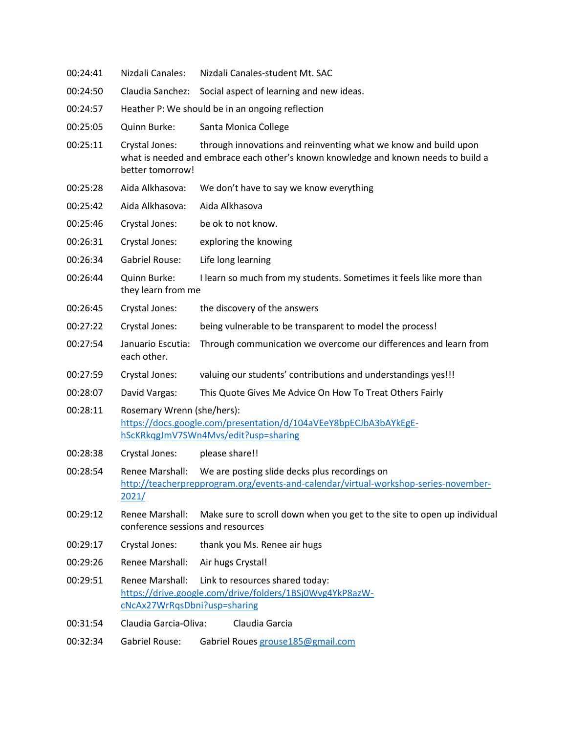00:24:41	Nizdali Canales:	Nizdali Canales-student Mt. SAC

00:24:50	Claudia Sanchez:	Social aspect of learning and new ideas.

00:24:57	Heather P: We should be in an ongoing reflection

00:25:05	Quinn Burke:	Santa Monica College

00:25:11	Crystal Jones:	through innovations and reinventing what we know and build upon what is needed and embrace each other's known knowledge and known needs to build a better tomorrow!

00:25:28	Aida Alkhasova:	We don't have to say we know everything

00:25:42	Aida Alkhasova:	Aida Alkhasova

00:25:46	Crystal Jones:	be ok to not know.

00:26:31	Crystal Jones:	exploring the knowing

00:26:34	Gabriel Rouse:	Life long learning

00:26:44	Quinn Burke:	I learn so much from my students. Sometimes it feels like more than they learn from me

00:26:45	Crystal Jones:	the discovery of the answers

00:27:22	Crystal Jones:	being vulnerable to be transparent to model the process!

00:27:54	Januario Escutia:	Through communication we overcome our differences and learn from each other.

00:27:59	Crystal Jones:	valuing our students' contributions and understandings yes!!!

00:28:07	David Vargas:	This Quote Gives Me Advice On How To Treat Others Fairly

00:28:11	Rosemary Wrenn (she/hers):	https://docs.google.com/presentation/d/104aVEeY8bpECJbA3bAYkEgE-hScKRkqgJmV7SWn4Mvs/edit?usp=sharing

00:28:38	Crystal Jones:	please share!!

00:28:54	Renee Marshall:	We are posting slide decks plus recordings on http://teacherprepprogram.org/events-and-calendar/virtual-workshop-series-november-2021/

00:29:12	Renee Marshall:	Make sure to scroll down when you get to the site to open up individual conference sessions and resources

00:29:17	Crystal Jones:	thank you Ms. Renee air hugs

00:29:26	Renee Marshall:	Air hugs Crystal!

00:29:51	Renee Marshall:	Link to resources shared today: https://drive.google.com/drive/folders/1BSj0Wvg4YkP8azW-cNcAx27WrRqsDbni?usp=sharing

00:31:54	Claudia Garcia-Oliva:	Claudia Garcia

00:32:34	Gabriel Rouse:	Gabriel Roues grouse185@gmail.com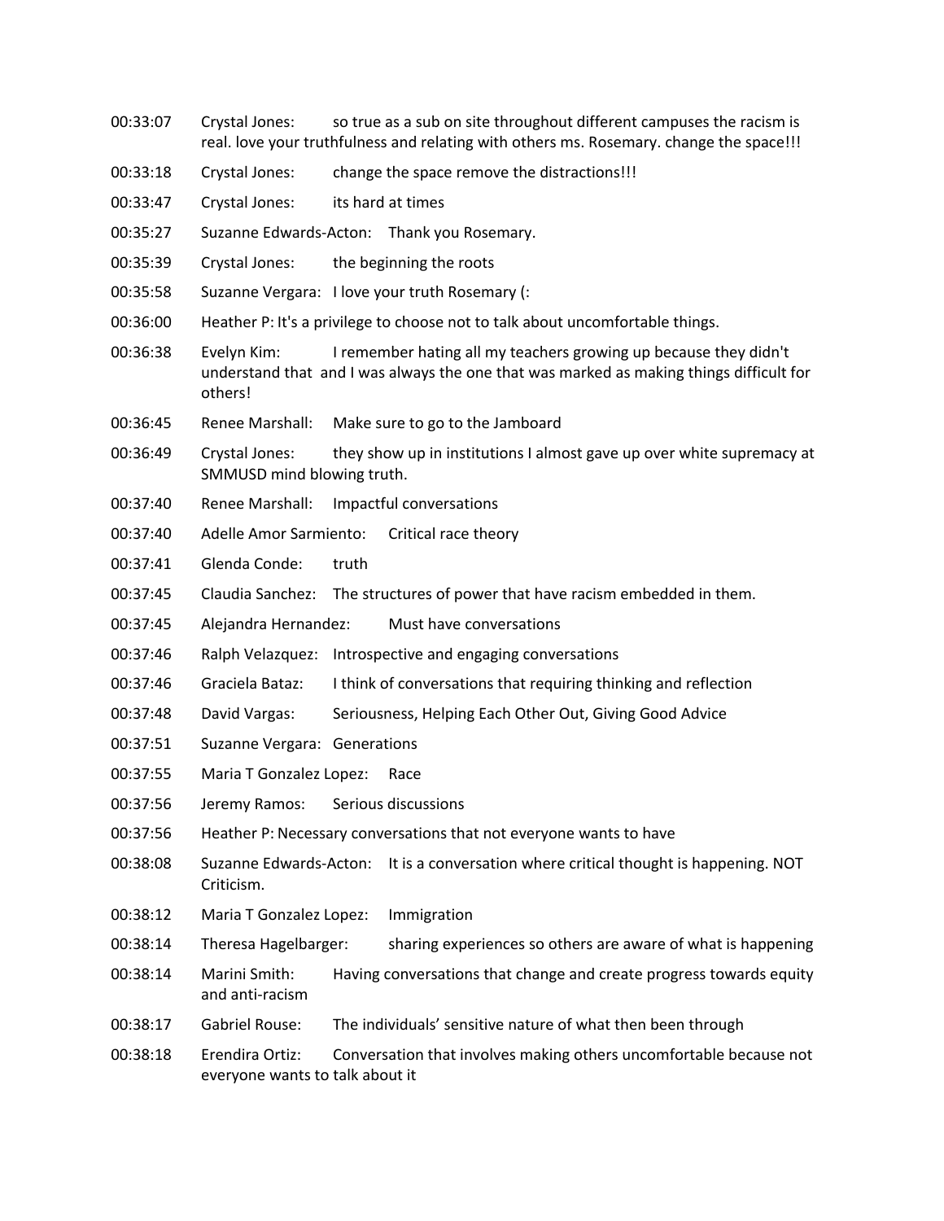00:33:07 Crystal Jones: so true as a sub on site throughout different campuses the racism is real. love your truthfulness and relating with others ms. Rosemary. change the space!!!

00:33:18 Crystal Jones: change the space remove the distractions!!!

00:33:47 Crystal Jones: its hard at times

00:35:27 Suzanne Edwards-Acton: Thank you Rosemary.

00:35:39 Crystal Jones: the beginning the roots

00:35:58 Suzanne Vergara: I love your truth Rosemary (:

00:36:00 Heather P: It's a privilege to choose not to talk about uncomfortable things.

00:36:38 Evelyn Kim: I remember hating all my teachers growing up because they didn't understand that and I was always the one that was marked as making things difficult for others!

00:36:45 Renee Marshall: Make sure to go to the Jamboard

00:36:49 Crystal Jones: they show up in institutions I almost gave up over white supremacy at SMMUSD mind blowing truth.

00:37:40 Renee Marshall: Impactful conversations

00:37:40 Adelle Amor Sarmiento: Critical race theory

00:37:41 Glenda Conde: truth

00:37:45 Claudia Sanchez: The structures of power that have racism embedded in them.

00:37:45 Alejandra Hernandez: Must have conversations

00:37:46 Ralph Velazquez: Introspective and engaging conversations

00:37:46 Graciela Bataz: I think of conversations that requiring thinking and reflection

00:37:48 David Vargas: Seriousness, Helping Each Other Out, Giving Good Advice

00:37:51 Suzanne Vergara: Generations

00:37:55 Maria T Gonzalez Lopez: Race

00:37:56 Jeremy Ramos: Serious discussions

00:37:56 Heather P: Necessary conversations that not everyone wants to have

00:38:08 Suzanne Edwards-Acton: It is a conversation where critical thought is happening. NOT Criticism.

00:38:12 Maria T Gonzalez Lopez: Immigration

00:38:14 Theresa Hagelbarger: sharing experiences so others are aware of what is happening

00:38:14 Marini Smith: Having conversations that change and create progress towards equity and anti-racism

00:38:17 Gabriel Rouse: The individuals' sensitive nature of what then been through

00:38:18 Erendira Ortiz: Conversation that involves making others uncomfortable because not everyone wants to talk about it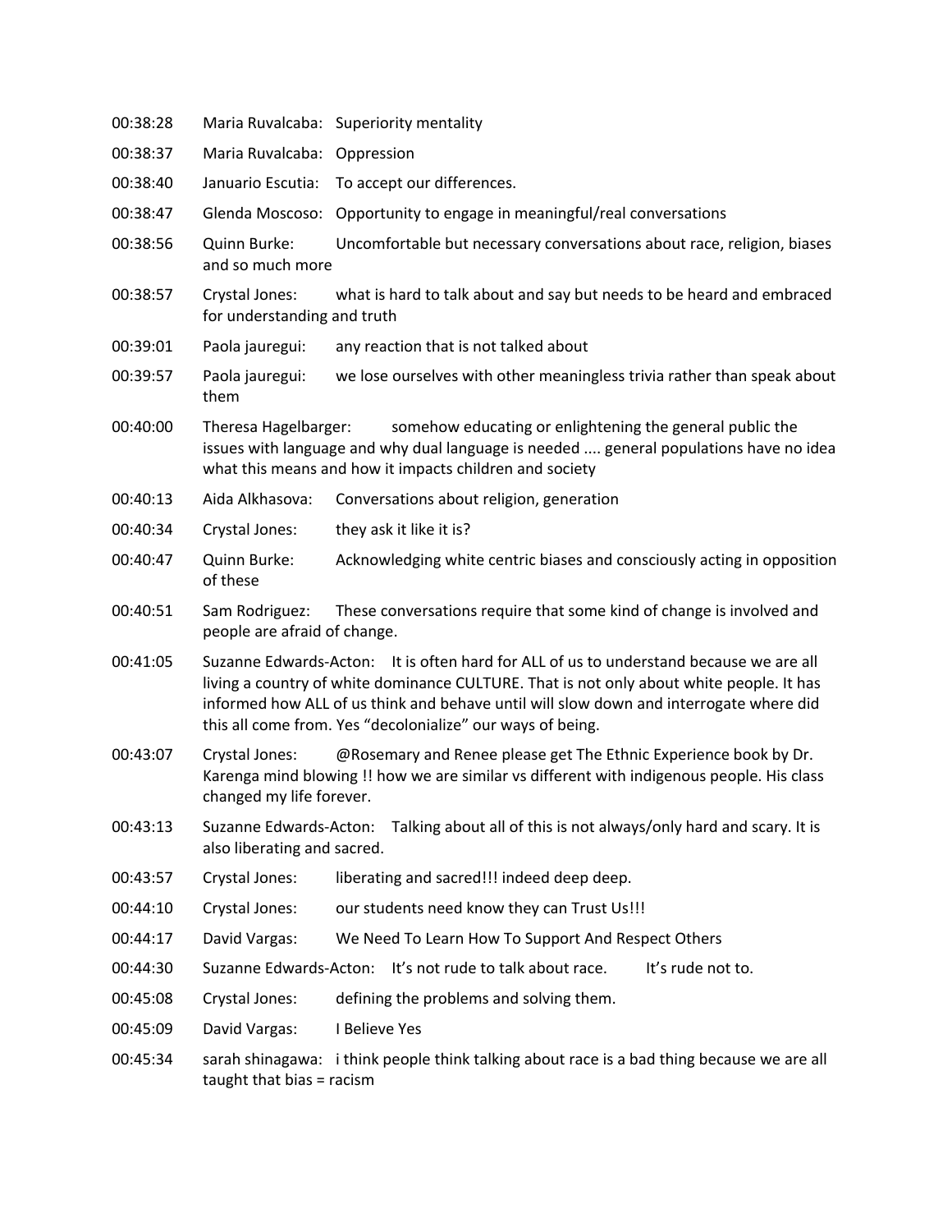00:38:28 Maria Ruvalcaba: Superiority mentality

00:38:37 Maria Ruvalcaba: Oppression

00:38:40 Januario Escutia: To accept our differences.

00:38:47 Glenda Moscoso: Opportunity to engage in meaningful/real conversations

00:38:56 Quinn Burke: Uncomfortable but necessary conversations about race, religion, biases and so much more

00:38:57 Crystal Jones: what is hard to talk about and say but needs to be heard and embraced for understanding and truth

00:39:01 Paola jauregui: any reaction that is not talked about

00:39:57 Paola jauregui: we lose ourselves with other meaningless trivia rather than speak about them

00:40:00 Theresa Hagelbarger: somehow educating or enlightening the general public the issues with language and why dual language is needed .... general populations have no idea what this means and how it impacts children and society

00:40:13 Aida Alkhasova: Conversations about religion, generation

00:40:34 Crystal Jones: they ask it like it is?

00:40:47 Quinn Burke: Acknowledging white centric biases and consciously acting in opposition of these

00:40:51 Sam Rodriguez: These conversations require that some kind of change is involved and people are afraid of change.

00:41:05 Suzanne Edwards-Acton: It is often hard for ALL of us to understand because we are all living a country of white dominance CULTURE. That is not only about white people. It has informed how ALL of us think and behave until will slow down and interrogate where did this all come from. Yes "decolonialize" our ways of being.

00:43:07 Crystal Jones: @Rosemary and Renee please get The Ethnic Experience book by Dr. Karenga mind blowing !! how we are similar vs different with indigenous people. His class changed my life forever.

00:43:13 Suzanne Edwards-Acton: Talking about all of this is not always/only hard and scary. It is also liberating and sacred.

00:43:57 Crystal Jones: liberating and sacred!!! indeed deep deep.

00:44:10 Crystal Jones: our students need know they can Trust Us!!!

00:44:17 David Vargas: We Need To Learn How To Support And Respect Others

00:44:30 Suzanne Edwards-Acton: It's not rude to talk about race. It's rude not to.

00:45:08 Crystal Jones: defining the problems and solving them.

00:45:09 David Vargas: I Believe Yes

00:45:34 sarah shinagawa: i think people think talking about race is a bad thing because we are all taught that bias = racism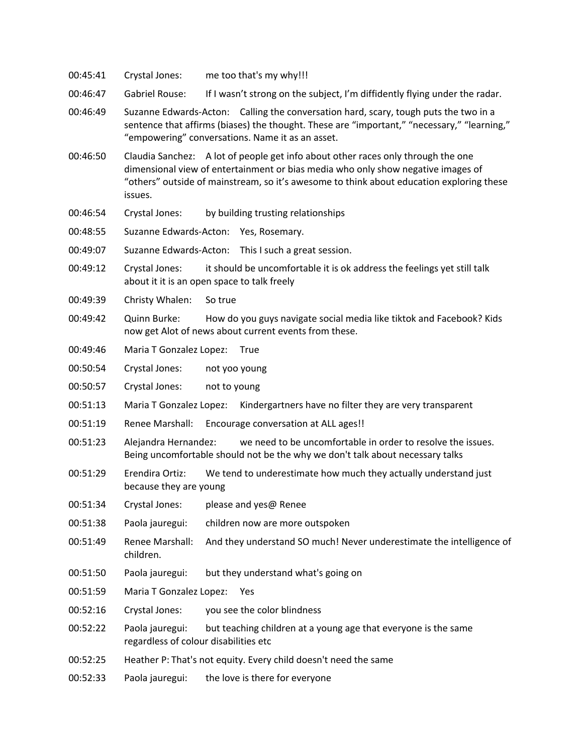00:45:41 Crystal Jones: me too that's my why!!!

00:46:47 Gabriel Rouse: If I wasn't strong on the subject, I'm diffidently flying under the radar.

00:46:49 Suzanne Edwards-Acton: Calling the conversation hard, scary, tough puts the two in a sentence that affirms (biases) the thought. These are "important," "necessary," "learning," "empowering" conversations. Name it as an asset.

00:46:50 Claudia Sanchez: A lot of people get info about other races only through the one dimensional view of entertainment or bias media who only show negative images of "others" outside of mainstream, so it's awesome to think about education exploring these issues.

00:46:54 Crystal Jones: by building trusting relationships

00:48:55 Suzanne Edwards-Acton: Yes, Rosemary.

00:49:07 Suzanne Edwards-Acton: This I such a great session.

00:49:12 Crystal Jones: it should be uncomfortable it is ok address the feelings yet still talk about it it is an open space to talk freely

00:49:39 Christy Whalen: So true

00:49:42 Quinn Burke: How do you guys navigate social media like tiktok and Facebook? Kids now get Alot of news about current events from these.

00:49:46 Maria T Gonzalez Lopez: True

00:50:54 Crystal Jones: not yoo young

00:50:57 Crystal Jones: not to young

00:51:13 Maria T Gonzalez Lopez: Kindergartners have no filter they are very transparent

00:51:19 Renee Marshall: Encourage conversation at ALL ages!!

00:51:23 Alejandra Hernandez: we need to be uncomfortable in order to resolve the issues. Being uncomfortable should not be the why we don't talk about necessary talks

00:51:29 Erendira Ortiz: We tend to underestimate how much they actually understand just because they are young

00:51:34 Crystal Jones: please and yes@ Renee

00:51:38 Paola jauregui: children now are more outspoken

00:51:49 Renee Marshall: And they understand SO much! Never underestimate the intelligence of children.

00:51:50 Paola jauregui: but they understand what's going on

00:51:59 Maria T Gonzalez Lopez: Yes

00:52:16 Crystal Jones: you see the color blindness

00:52:22 Paola jauregui: but teaching children at a young age that everyone is the same regardless of colour disabilities etc

00:52:25 Heather P: That's not equity. Every child doesn't need the same

00:52:33 Paola jauregui: the love is there for everyone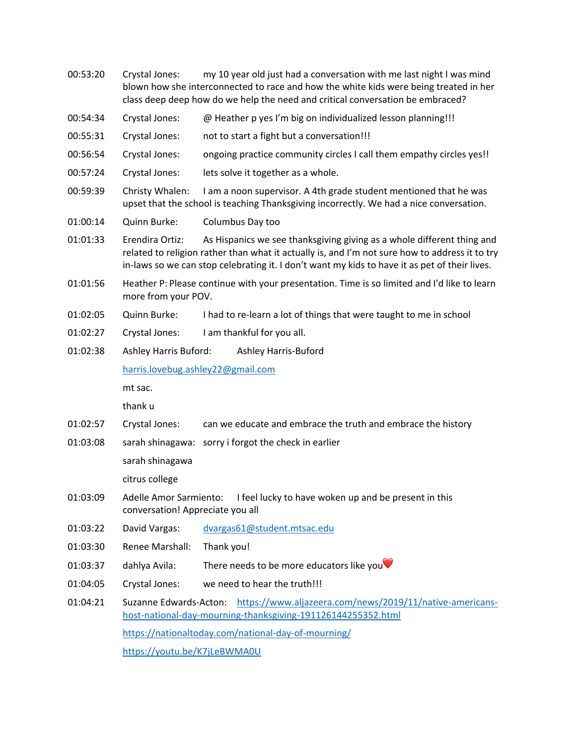00:53:20 Crystal Jones: my 10 year old just had a conversation with me last night I was mind blown how she interconnected to race and how the white kids were being treated in her class deep deep how do we help the need and critical conversation be embraced?

00:54:34 Crystal Jones: @ Heather p yes I'm big on individualized lesson planning!!!

00:55:31 Crystal Jones: not to start a fight but a conversation!!!

00:56:54 Crystal Jones: ongoing practice community circles I call them empathy circles yes!!

00:57:24 Crystal Jones: lets solve it together as a whole.

00:59:39 Christy Whalen: I am a noon supervisor. A 4th grade student mentioned that he was upset that the school is teaching Thanksgiving incorrectly. We had a nice conversation.

01:00:14 Quinn Burke: Columbus Day too

01:01:33 Erendira Ortiz: As Hispanics we see thanksgiving giving as a whole different thing and related to religion rather than what it actually is, and I'm not sure how to address it to try in-laws so we can stop celebrating it. I don't want my kids to have it as pet of their lives.

01:01:56 Heather P: Please continue with your presentation. Time is so limited and I'd like to learn more from your POV.

01:02:05 Quinn Burke: I had to re-learn a lot of things that were taught to me in school

01:02:27 Crystal Jones: I am thankful for you all.

01:02:38 Ashley Harris Buford: Ashley Harris-Buford

harris.lovebug.ashley22@gmail.com

mt sac.

thank u

01:02:57 Crystal Jones: can we educate and embrace the truth and embrace the history

01:03:08 sarah shinagawa: sorry i forgot the check in earlier

sarah shinagawa

citrus college

01:03:09 Adelle Amor Sarmiento: I feel lucky to have woken up and be present in this conversation! Appreciate you all

01:03:22 David Vargas: dvargas61@student.mtsac.edu

01:03:30 Renee Marshall: Thank you!

01:03:37 dahlya Avila: There needs to be more educators like you❤️

01:04:05 Crystal Jones: we need to hear the truth!!!

01:04:21 Suzanne Edwards-Acton: https://www.aljazeera.com/news/2019/11/native-americans-host-national-day-mourning-thanksgiving-191126144255352.html

https://nationaltoday.com/national-day-of-mourning/

https://youtu.be/K7jLeBWMA0U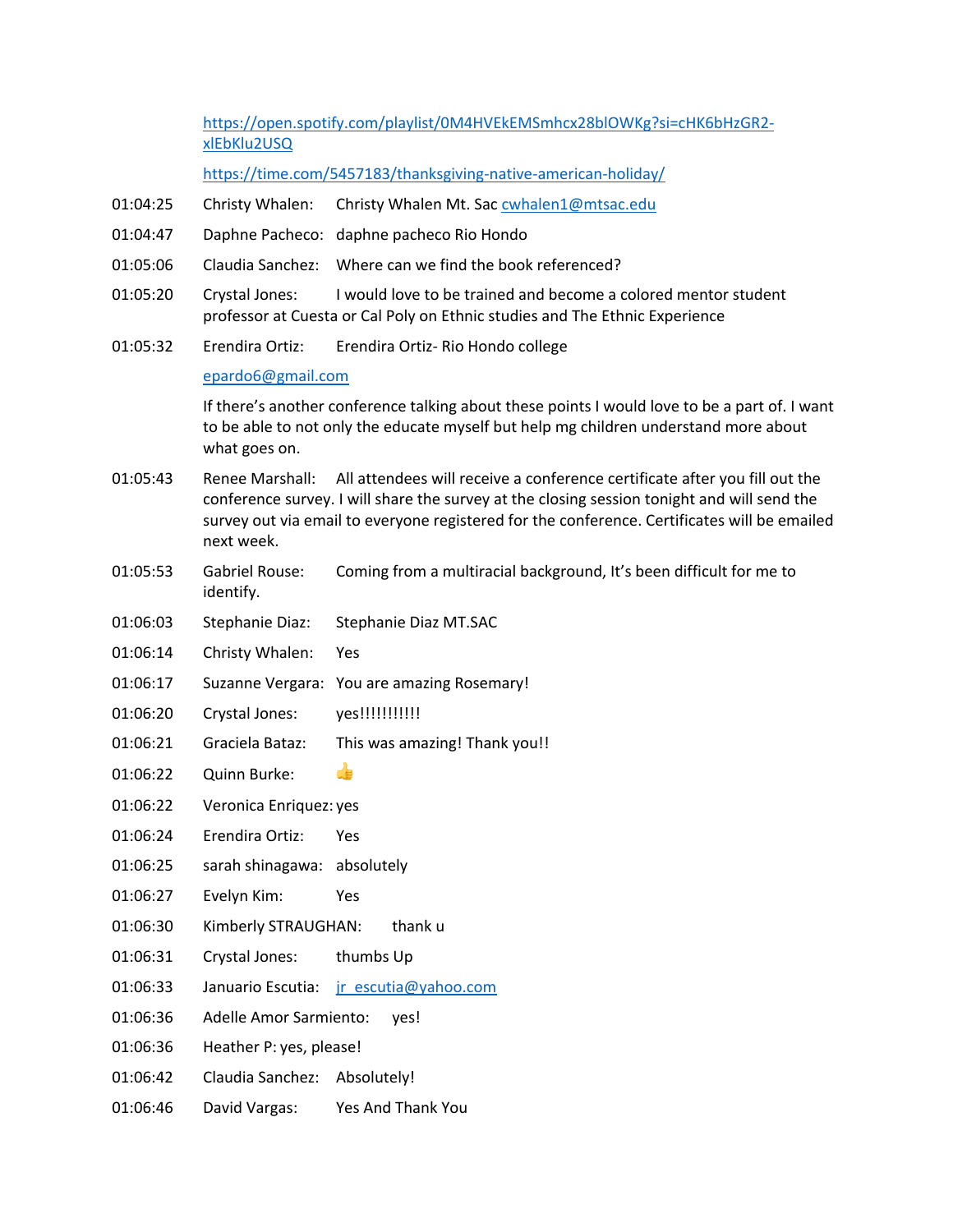https://open.spotify.com/playlist/0M4HVEkEMSmhcx28blOWKg?si=cHK6bHzGR2-xlEbKlu2USQ

https://time.com/5457183/thanksgiving-native-american-holiday/

01:04:25 Christy Whalen: Christy Whalen Mt. Sac cwhalen1@mtsac.edu

01:04:47 Daphne Pacheco: daphne pacheco Rio Hondo

01:05:06 Claudia Sanchez: Where can we find the book referenced?

01:05:20 Crystal Jones: I would love to be trained and become a colored mentor student professor at Cuesta or Cal Poly on Ethnic studies and The Ethnic Experience

01:05:32 Erendira Ortiz: Erendira Ortiz- Rio Hondo college

epardo6@gmail.com

If there's another conference talking about these points I would love to be a part of. I want to be able to not only the educate myself but help mg children understand more about what goes on.

01:05:43 Renee Marshall: All attendees will receive a conference certificate after you fill out the conference survey. I will share the survey at the closing session tonight and will send the survey out via email to everyone registered for the conference. Certificates will be emailed next week.

01:05:53 Gabriel Rouse: Coming from a multiracial background, It's been difficult for me to identify.

01:06:03 Stephanie Diaz: Stephanie Diaz MT.SAC

01:06:14 Christy Whalen: Yes

01:06:17 Suzanne Vergara: You are amazing Rosemary!

01:06:20 Crystal Jones: yes!!!!!!!!!!!

01:06:21 Graciela Bataz: This was amazing! Thank you!!

01:06:22 Quinn Burke: 👍

01:06:22 Veronica Enriquez: yes

01:06:24 Erendira Ortiz: Yes

01:06:25 sarah shinagawa: absolutely

01:06:27 Evelyn Kim: Yes

01:06:30 Kimberly STRAUGHAN: thank u

01:06:31 Crystal Jones: thumbs Up

01:06:33 Januario Escutia: jr_escutia@yahoo.com

01:06:36 Adelle Amor Sarmiento: yes!

01:06:36 Heather P: yes, please!

01:06:42 Claudia Sanchez: Absolutely!

01:06:46 David Vargas: Yes And Thank You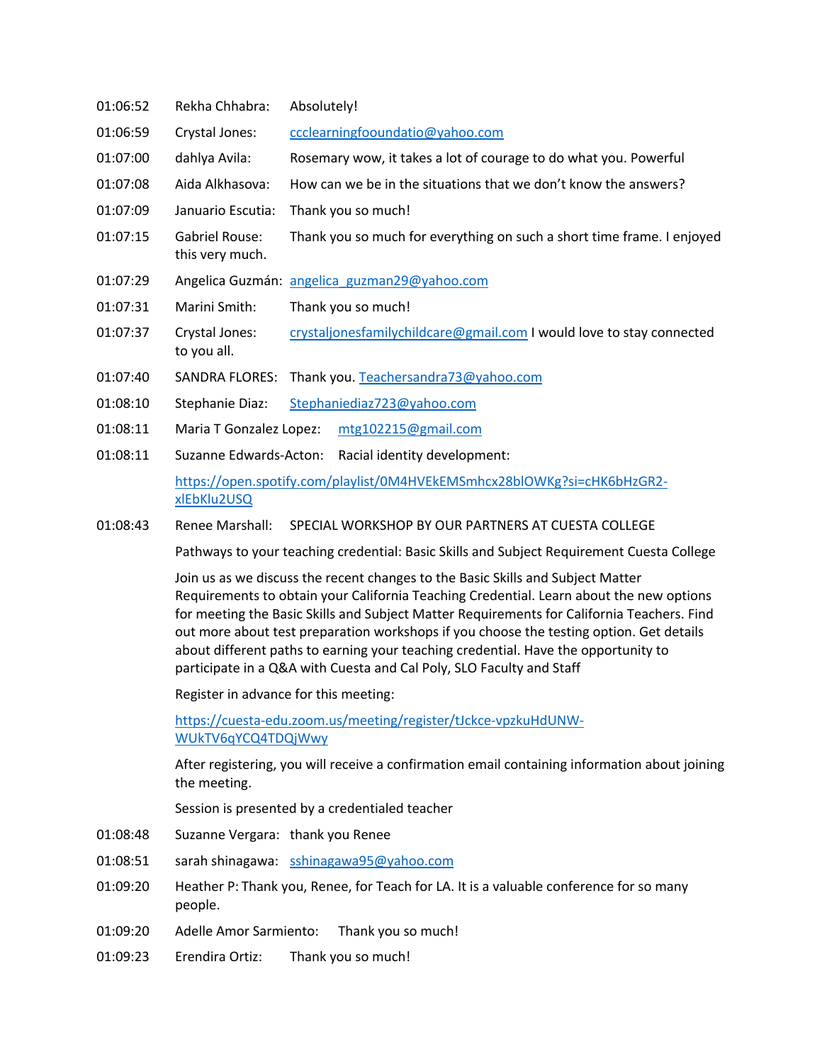01:06:52	Rekha Chhabra:	Absolutely!

01:06:59	Crystal Jones:	ccclearningfooundatio@yahoo.com

01:07:00	dahlya Avila:	Rosemary wow, it takes a lot of courage to do what you. Powerful

01:07:08	Aida Alkhasova:	How can we be in the situations that we don't know the answers?

01:07:09	Januario Escutia:	Thank you so much!

01:07:15	Gabriel Rouse:	Thank you so much for everything on such a short time frame. I enjoyed this very much.

01:07:29	Angelica Guzmán:	angelica_guzman29@yahoo.com

01:07:31	Marini Smith:	Thank you so much!

01:07:37	Crystal Jones:	crystaljonesfamilychildcare@gmail.com I would love to stay connected to you all.

01:07:40	SANDRA FLORES:	Thank you. Teachersandra73@yahoo.com

01:08:10	Stephanie Diaz:	Stephaniediaz723@yahoo.com

01:08:11	Maria T Gonzalez Lopez:	mtg102215@gmail.com

01:08:11	Suzanne Edwards-Acton:	Racial identity development:

https://open.spotify.com/playlist/0M4HVEkEMSmhcx28blOWKg?si=cHK6bHzGR2-xlEbKlu2USQ

01:08:43	Renee Marshall:	SPECIAL WORKSHOP BY OUR PARTNERS AT CUESTA COLLEGE

Pathways to your teaching credential: Basic Skills and Subject Requirement Cuesta College

Join us as we discuss the recent changes to the Basic Skills and Subject Matter Requirements to obtain your California Teaching Credential. Learn about the new options for meeting the Basic Skills and Subject Matter Requirements for California Teachers. Find out more about test preparation workshops if you choose the testing option. Get details about different paths to earning your teaching credential. Have the opportunity to participate in a Q&A with Cuesta and Cal Poly, SLO Faculty and Staff

Register in advance for this meeting:

https://cuesta-edu.zoom.us/meeting/register/tJckce-vpzkuHdUNW-WUkTV6qYCQ4TDQjWwy

After registering, you will receive a confirmation email containing information about joining the meeting.

Session is presented by a credentialed teacher

01:08:48	Suzanne Vergara:	thank you Renee

01:08:51	sarah shinagawa:	sshinagawa95@yahoo.com

01:09:20	Heather P: Thank you, Renee, for Teach for LA. It is a valuable conference for so many people.

01:09:20	Adelle Amor Sarmiento:	Thank you so much!

01:09:23	Erendira Ortiz:	Thank you so much!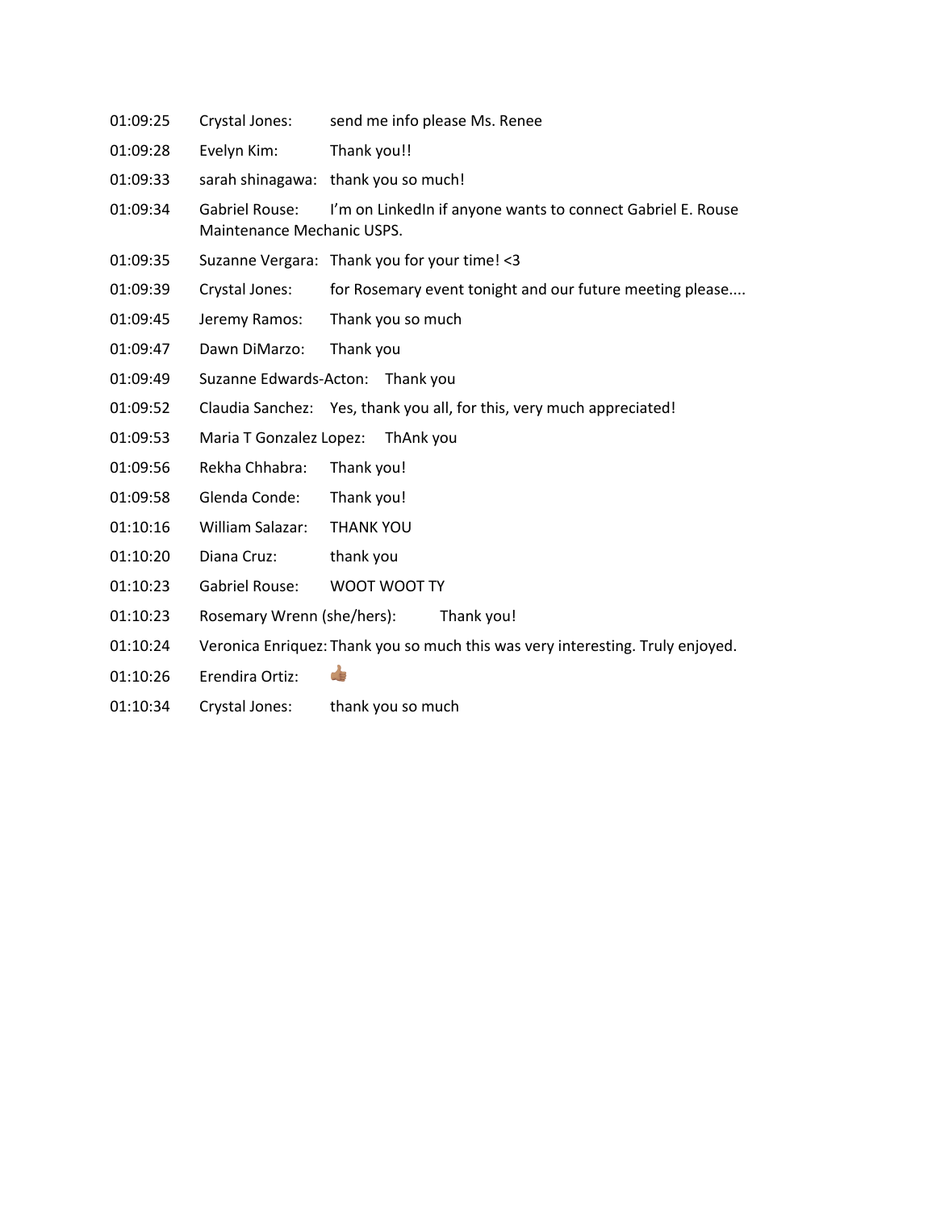01:09:25 Crystal Jones: send me info please Ms. Renee

01:09:28 Evelyn Kim: Thank you!!

01:09:33 sarah shinagawa: thank you so much!

01:09:34 Gabriel Rouse: I'm on LinkedIn if anyone wants to connect Gabriel E. Rouse Maintenance Mechanic USPS.

01:09:35 Suzanne Vergara: Thank you for your time! <3

01:09:39 Crystal Jones: for Rosemary event tonight and our future meeting please....

01:09:45 Jeremy Ramos: Thank you so much

01:09:47 Dawn DiMarzo: Thank you

01:09:49 Suzanne Edwards-Acton: Thank you

01:09:52 Claudia Sanchez: Yes, thank you all, for this, very much appreciated!

01:09:53 Maria T Gonzalez Lopez: ThAnk you

01:09:56 Rekha Chhabra: Thank you!

01:09:58 Glenda Conde: Thank you!

01:10:16 William Salazar: THANK YOU

01:10:20 Diana Cruz: thank you

01:10:23 Gabriel Rouse: WOOT WOOT TY

01:10:23 Rosemary Wrenn (she/hers): Thank you!

01:10:24 Veronica Enriquez: Thank you so much this was very interesting. Truly enjoyed.

01:10:26 Erendira Ortiz: 👍🏽

01:10:34 Crystal Jones: thank you so much